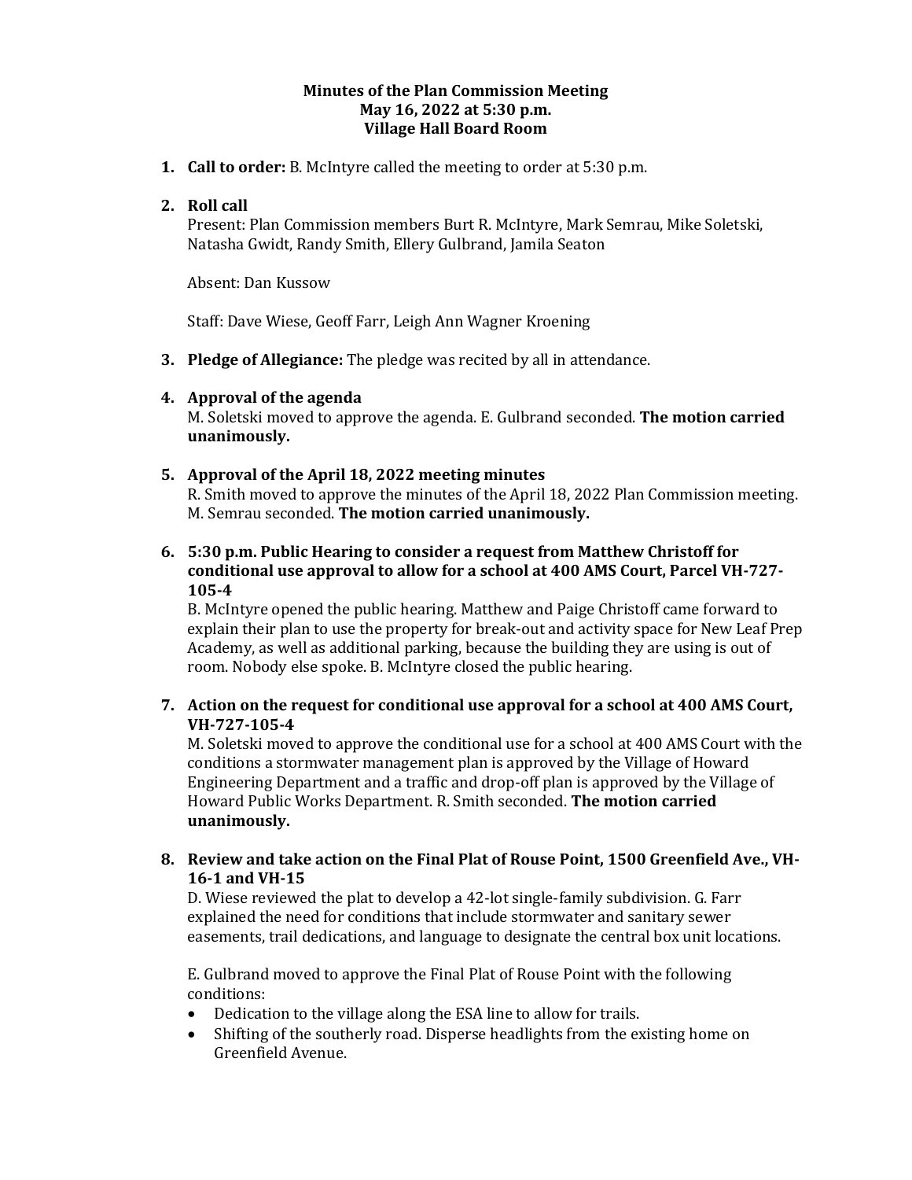# Minutes of the Plan Commission Meeting
## May 16, 2022 at 5:30 p.m.
## Village Hall Board Room

1. **Call to order:** B. McIntyre called the meeting to order at 5:30 p.m.

2. **Roll call**
   Present: Plan Commission members Burt R. McIntyre, Mark Semrau, Mike Soletski, Natasha Gwidt, Randy Smith, Ellery Gulbrand, Jamila Seaton

   Absent: Dan Kussow

   Staff: Dave Wiese, Geoff Farr, Leigh Ann Wagner Kroening

3. **Pledge of Allegiance:** The pledge was recited by all in attendance.

4. **Approval of the agenda**
   M. Soletski moved to approve the agenda. E. Gulbrand seconded. **The motion carried unanimously.**

5. **Approval of the April 18, 2022 meeting minutes**
   R. Smith moved to approve the minutes of the April 18, 2022 Plan Commission meeting. M. Semrau seconded. **The motion carried unanimously.**

6. **5:30 p.m. Public Hearing to consider a request from Matthew Christoff for conditional use approval to allow for a school at 400 AMS Court, Parcel VH-727-105-4**
   B. McIntyre opened the public hearing. Matthew and Paige Christoff came forward to explain their plan to use the property for break-out and activity space for New Leaf Prep Academy, as well as additional parking, because the building they are using is out of room. Nobody else spoke. B. McIntyre closed the public hearing.

7. **Action on the request for conditional use approval for a school at 400 AMS Court, VH-727-105-4**
   M. Soletski moved to approve the conditional use for a school at 400 AMS Court with the conditions a stormwater management plan is approved by the Village of Howard Engineering Department and a traffic and drop-off plan is approved by the Village of Howard Public Works Department. R. Smith seconded. **The motion carried unanimously.**

8. **Review and take action on the Final Plat of Rouse Point, 1500 Greenfield Ave., VH-16-1 and VH-15**
   D. Wiese reviewed the plat to develop a 42-lot single-family subdivision. G. Farr explained the need for conditions that include stormwater and sanitary sewer easements, trail dedications, and language to designate the central box unit locations.

   E. Gulbrand moved to approve the Final Plat of Rouse Point with the following conditions:
   - Dedication to the village along the ESA line to allow for trails.
   - Shifting of the southerly road. Disperse headlights from the existing home on Greenfield Avenue.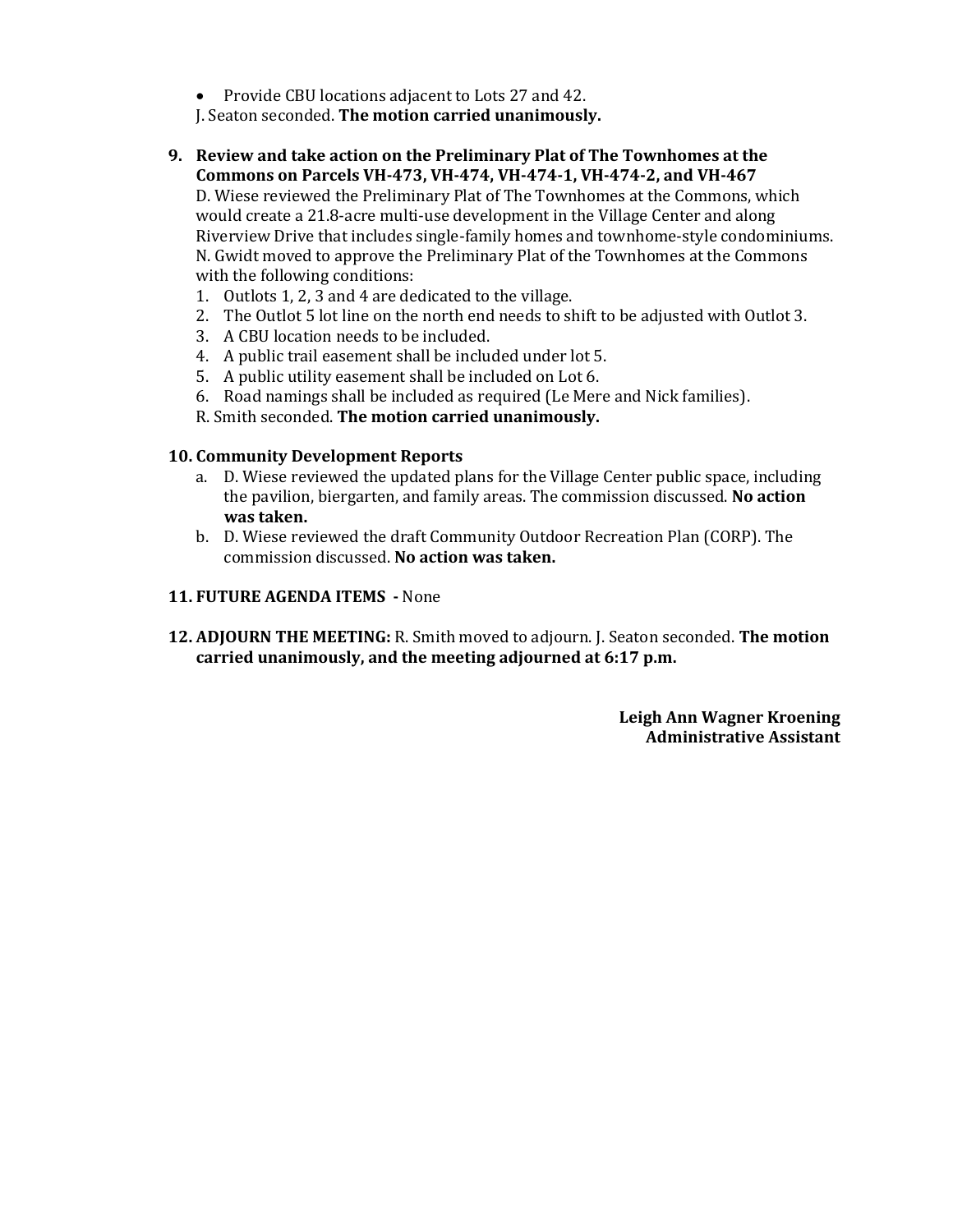- Provide CBU locations adjacent to Lots 27 and 42.

J. Seaton seconded. **The motion carried unanimously.**

9. **Review and take action on the Preliminary Plat of The Townhomes at the Commons on Parcels VH-473, VH-474, VH-474-1, VH-474-2, and VH-467**

   D. Wiese reviewed the Preliminary Plat of The Townhomes at the Commons, which would create a 21.8-acre multi-use development in the Village Center and along Riverview Drive that includes single-family homes and townhome-style condominiums. N. Gwidt moved to approve the Preliminary Plat of the Townhomes at the Commons with the following conditions:

   1. Outlots 1, 2, 3 and 4 are dedicated to the village.
   2. The Outlot 5 lot line on the north end needs to shift to be adjusted with Outlot 3.
   3. A CBU location needs to be included.
   4. A public trail easement shall be included under lot 5.
   5. A public utility easement shall be included on Lot 6.
   6. Road namings shall be included as required (Le Mere and Nick families).

   R. Smith seconded. **The motion carried unanimously.**

10. **Community Development Reports**

    a. D. Wiese reviewed the updated plans for the Village Center public space, including the pavilion, biergarten, and family areas. The commission discussed. **No action was taken.**

    b. D. Wiese reviewed the draft Community Outdoor Recreation Plan (CORP). The commission discussed. **No action was taken.**

11. **FUTURE AGENDA ITEMS -** None

12. **ADJOURN THE MEETING:** R. Smith moved to adjourn. J. Seaton seconded. **The motion carried unanimously, and the meeting adjourned at 6:17 p.m.**

**Leigh Ann Wagner Kroening**
**Administrative Assistant**